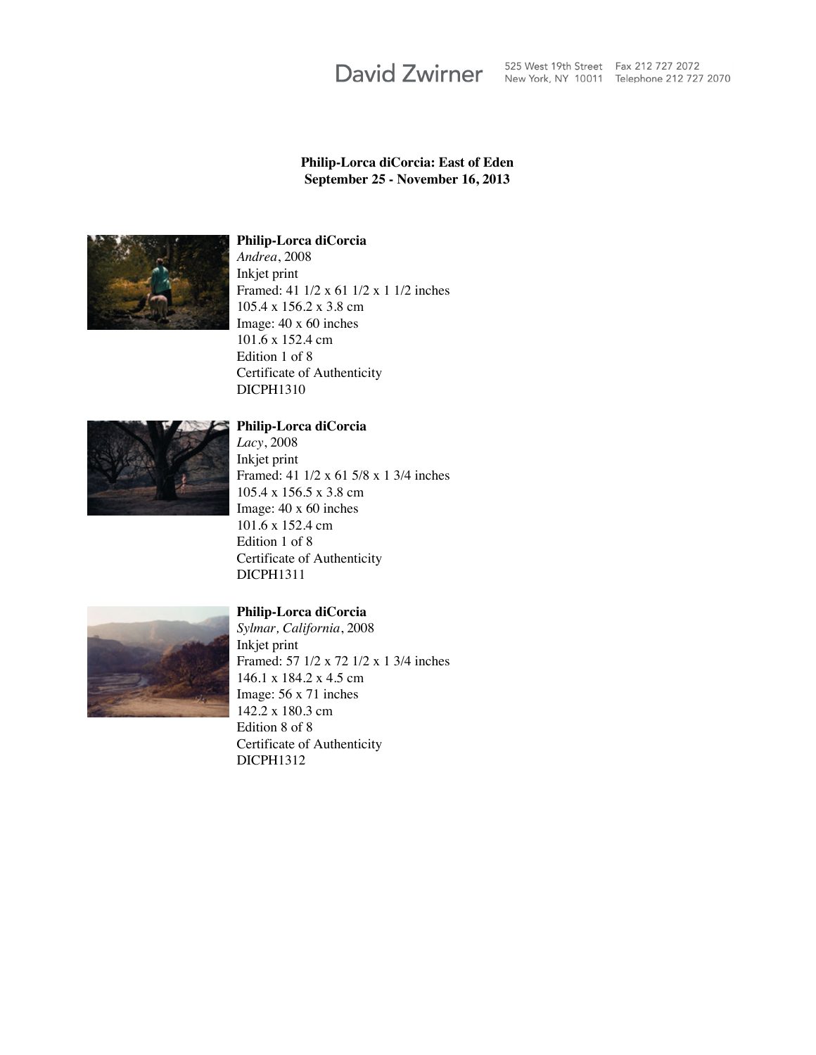David Zwirner 525 West 19th Street New York, NY 10011 Fax 212 727 2072 Telephone 212 727 2070

**Philip-Lorca diCorcia: East of Eden**
**September 25 - November 16, 2013**

**Philip-Lorca diCorcia**
*Andrea*, 2008
Inkjet print
Framed: 41 1/2 x 61 1/2 x 1 1/2 inches
105.4 x 156.2 x 3.8 cm
Image: 40 x 60 inches
101.6 x 152.4 cm
Edition 1 of 8
Certificate of Authenticity
DICPH1310

**Philip-Lorca diCorcia**
*Lacy*, 2008
Inkjet print
Framed: 41 1/2 x 61 5/8 x 1 3/4 inches
105.4 x 156.5 x 3.8 cm
Image: 40 x 60 inches
101.6 x 152.4 cm
Edition 1 of 8
Certificate of Authenticity
DICPH1311

**Philip-Lorca diCorcia**
*Sylmar, California*, 2008
Inkjet print
Framed: 57 1/2 x 72 1/2 x 1 3/4 inches
146.1 x 184.2 x 4.5 cm
Image: 56 x 71 inches
142.2 x 180.3 cm
Edition 8 of 8
Certificate of Authenticity
DICPH1312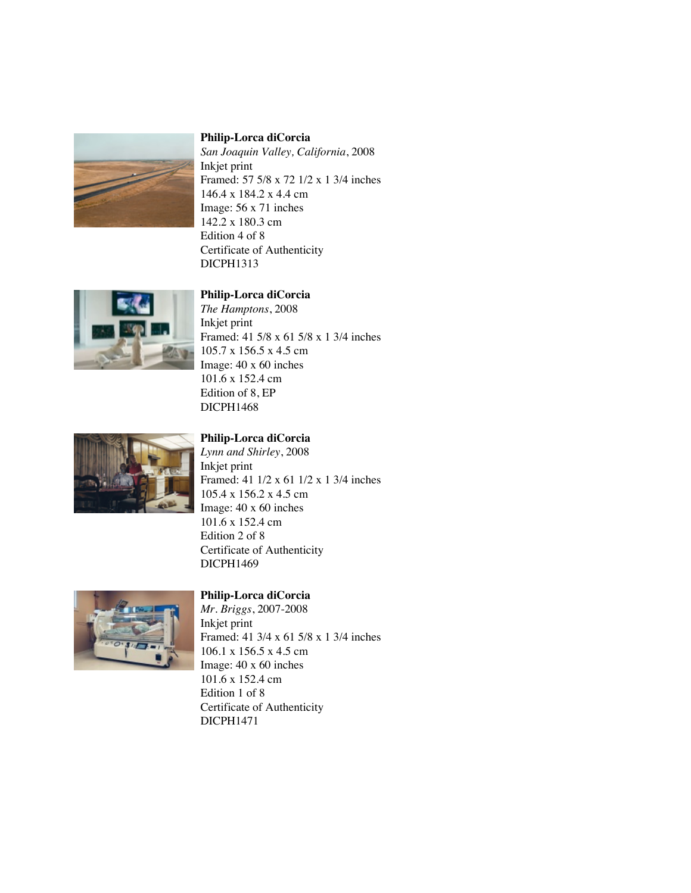**Philip-Lorca diCorcia**
*San Joaquin Valley, California*, 2008
Inkjet print
Framed: 57 5/8 x 72 1/2 x 1 3/4 inches
146.4 x 184.2 x 4.4 cm
Image: 56 x 71 inches
142.2 x 180.3 cm
Edition 4 of 8
Certificate of Authenticity
DICPH1313

**Philip-Lorca diCorcia**
*The Hamptons*, 2008
Inkjet print
Framed: 41 5/8 x 61 5/8 x 1 3/4 inches
105.7 x 156.5 x 4.5 cm
Image: 40 x 60 inches
101.6 x 152.4 cm
Edition of 8, EP
DICPH1468

**Philip-Lorca diCorcia**
*Lynn and Shirley*, 2008
Inkjet print
Framed: 41 1/2 x 61 1/2 x 1 3/4 inches
105.4 x 156.2 x 4.5 cm
Image: 40 x 60 inches
101.6 x 152.4 cm
Edition 2 of 8
Certificate of Authenticity
DICPH1469

**Philip-Lorca diCorcia**
*Mr. Briggs*, 2007-2008
Inkjet print
Framed: 41 3/4 x 61 5/8 x 1 3/4 inches
106.1 x 156.5 x 4.5 cm
Image: 40 x 60 inches
101.6 x 152.4 cm
Edition 1 of 8
Certificate of Authenticity
DICPH1471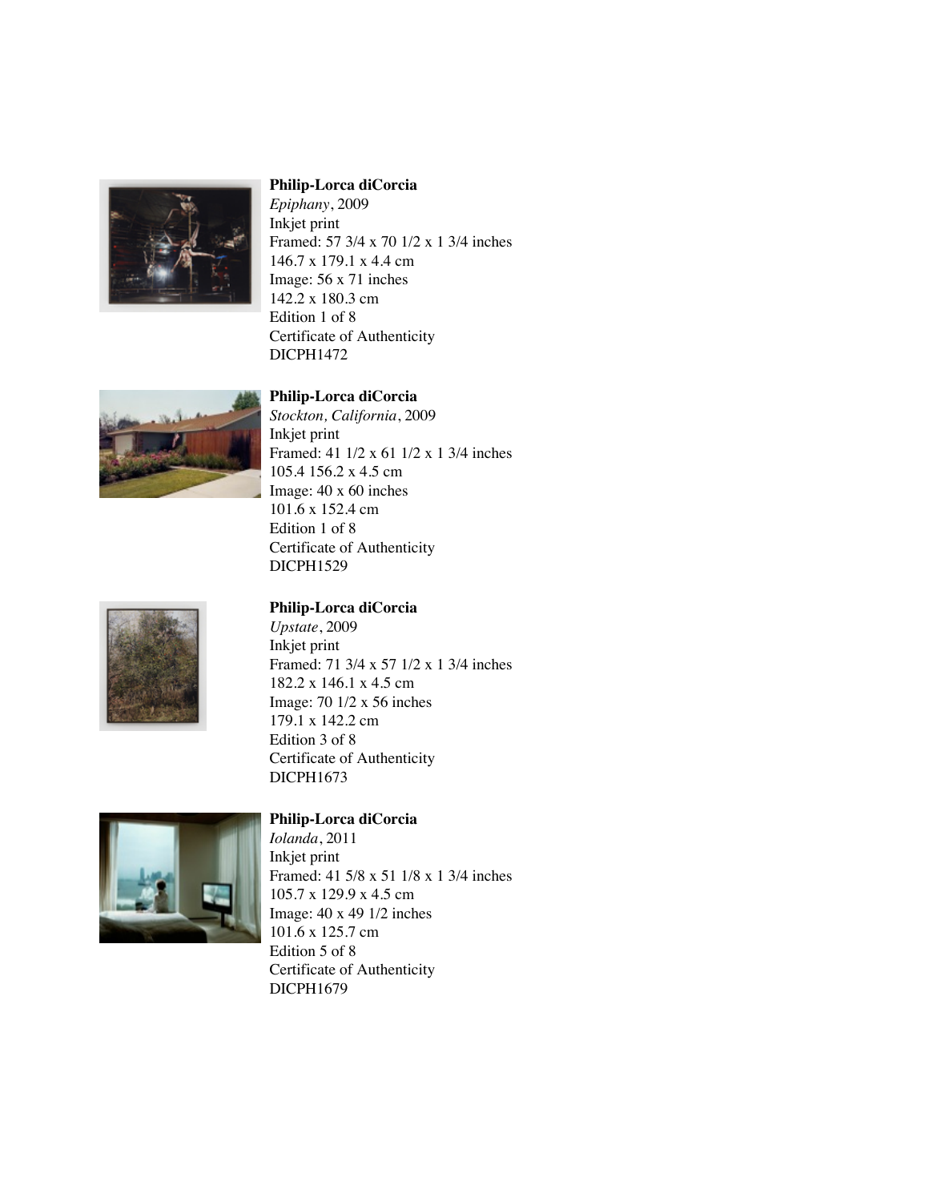**Philip-Lorca diCorcia**
*Epiphany*, 2009
Inkjet print
Framed: 57 3/4 x 70 1/2 x 1 3/4 inches
146.7 x 179.1 x 4.4 cm
Image: 56 x 71 inches
142.2 x 180.3 cm
Edition 1 of 8
Certificate of Authenticity
DICPH1472

**Philip-Lorca diCorcia**
*Stockton, California*, 2009
Inkjet print
Framed: 41 1/2 x 61 1/2 x 1 3/4 inches
105.4 156.2 x 4.5 cm
Image: 40 x 60 inches
101.6 x 152.4 cm
Edition 1 of 8
Certificate of Authenticity
DICPH1529

**Philip-Lorca diCorcia**
*Upstate*, 2009
Inkjet print
Framed: 71 3/4 x 57 1/2 x 1 3/4 inches
182.2 x 146.1 x 4.5 cm
Image: 70 1/2 x 56 inches
179.1 x 142.2 cm
Edition 3 of 8
Certificate of Authenticity
DICPH1673

**Philip-Lorca diCorcia**
*Iolanda*, 2011
Inkjet print
Framed: 41 5/8 x 51 1/8 x 1 3/4 inches
105.7 x 129.9 x 4.5 cm
Image: 40 x 49 1/2 inches
101.6 x 125.7 cm
Edition 5 of 8
Certificate of Authenticity
DICPH1679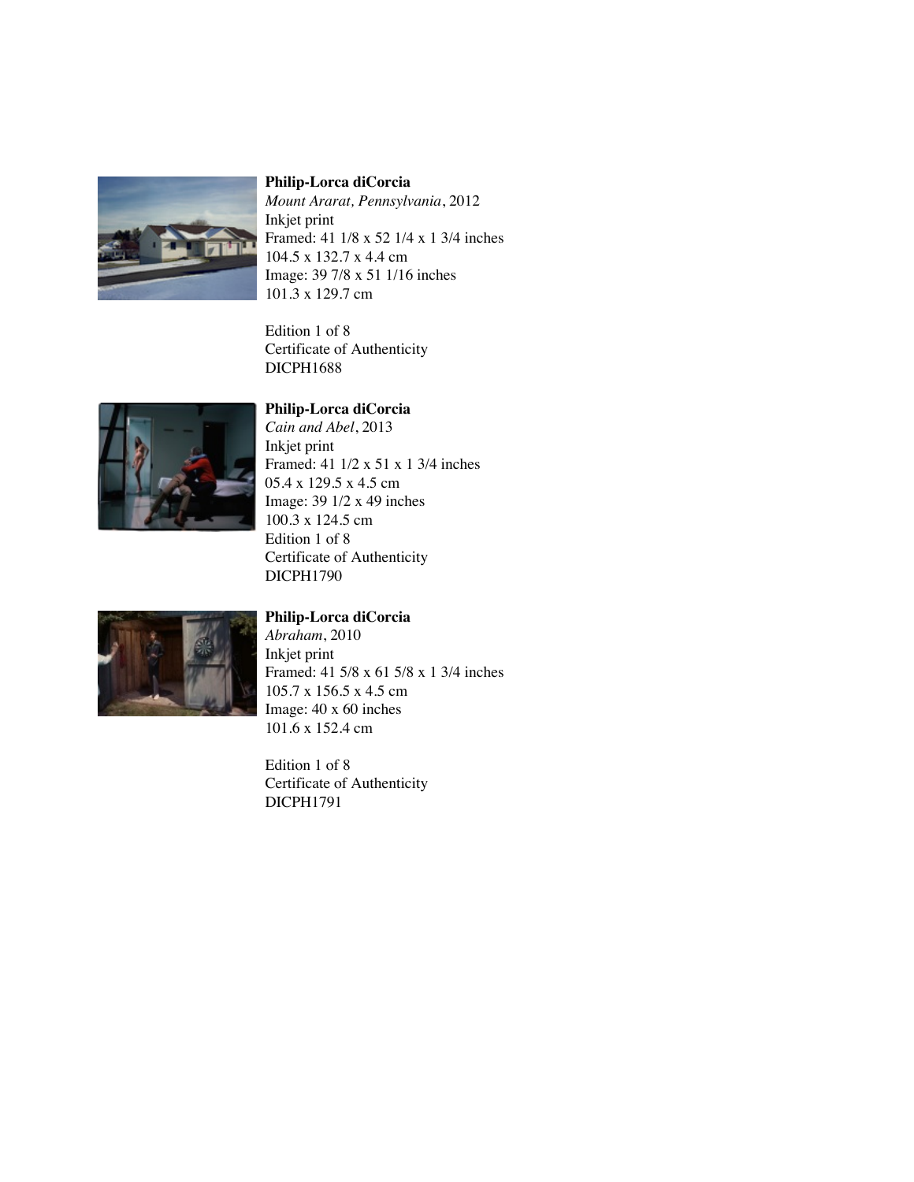**Philip-Lorca diCorcia**
*Mount Ararat, Pennsylvania*, 2012
Inkjet print
Framed: 41 1/8 x 52 1/4 x 1 3/4 inches
104.5 x 132.7 x 4.4 cm
Image: 39 7/8 x 51 1/16 inches
101.3 x 129.7 cm

Edition 1 of 8
Certificate of Authenticity
DICPH1688

**Philip-Lorca diCorcia**
*Cain and Abel*, 2013
Inkjet print
Framed: 41 1/2 x 51 x 1 3/4 inches
05.4 x 129.5 x 4.5 cm
Image: 39 1/2 x 49 inches
100.3 x 124.5 cm
Edition 1 of 8
Certificate of Authenticity
DICPH1790

**Philip-Lorca diCorcia**
*Abraham*, 2010
Inkjet print
Framed: 41 5/8 x 61 5/8 x 1 3/4 inches
105.7 x 156.5 x 4.5 cm
Image: 40 x 60 inches
101.6 x 152.4 cm

Edition 1 of 8
Certificate of Authenticity
DICPH1791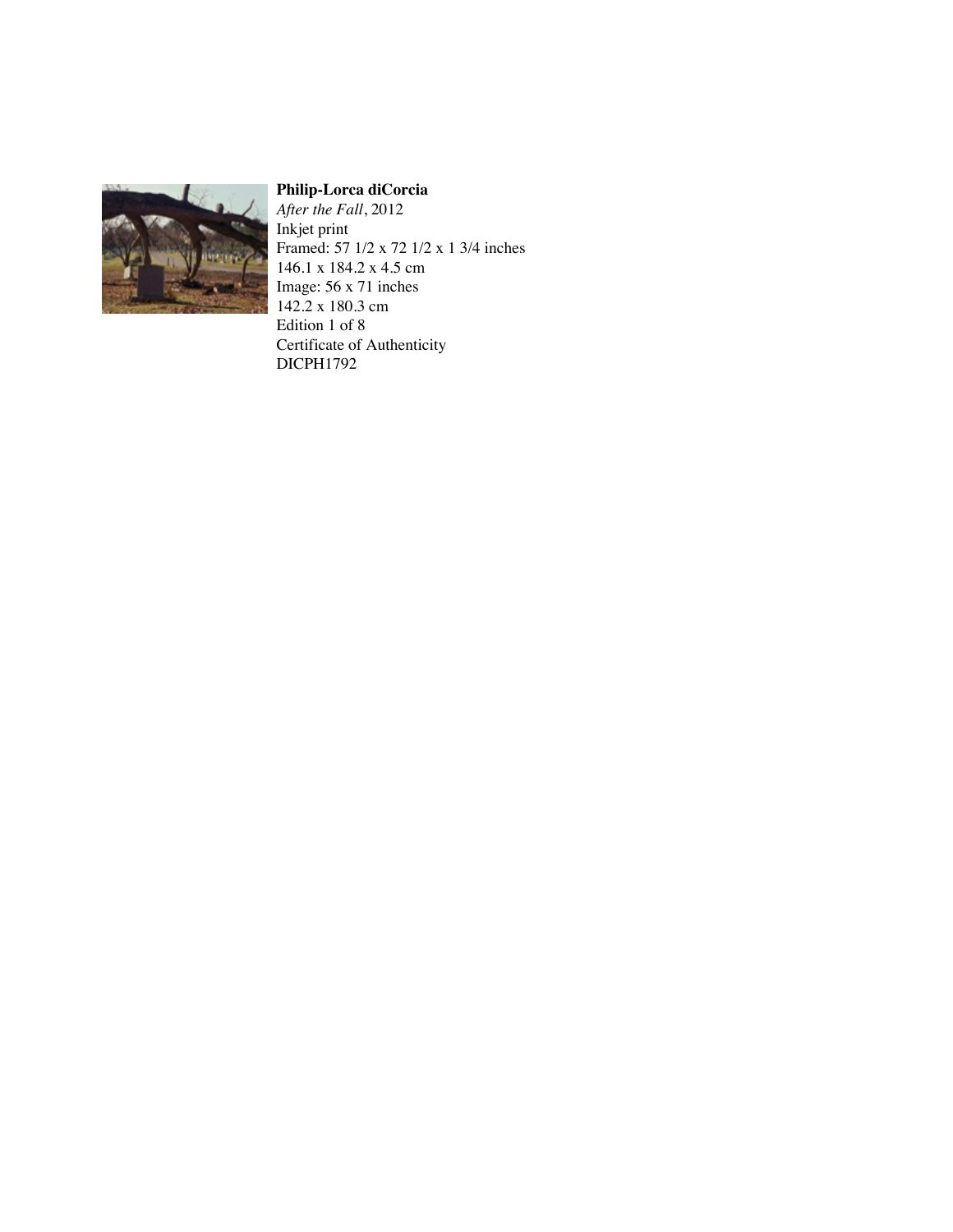**Philip-Lorca diCorcia**
*After the Fall*, 2012
Inkjet print
Framed: 57 1/2 x 72 1/2 x 1 3/4 inches
146.1 x 184.2 x 4.5 cm
Image: 56 x 71 inches
142.2 x 180.3 cm
Edition 1 of 8
Certificate of Authenticity
DICPH1792